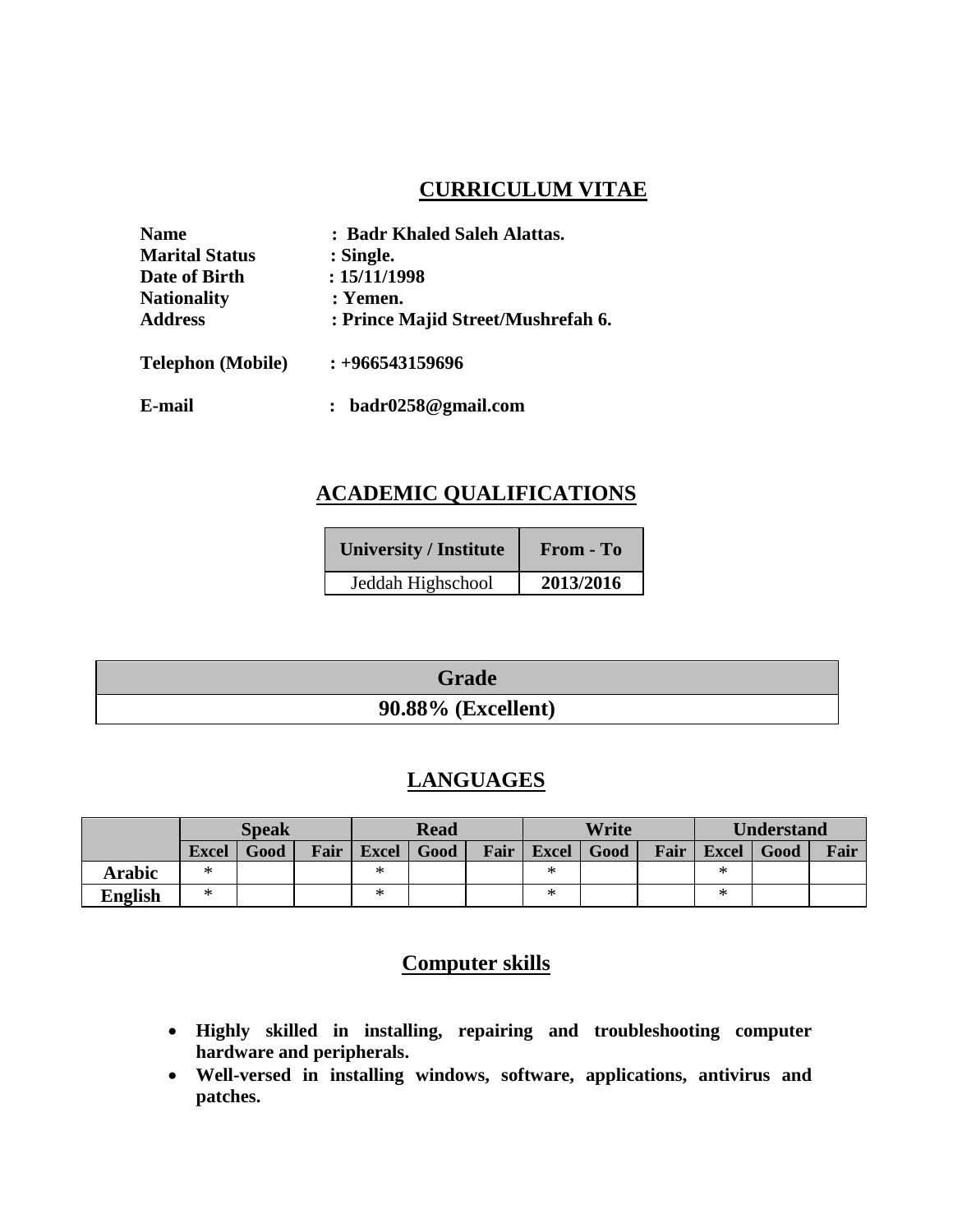# CURRICULUM VITAE

**Name** : Badr Khaled Saleh Alattas.
**Marital Status** : Single.
**Date of Birth** : 15/11/1998
**Nationality** : Yemen.
**Address** : Prince Majid Street/Mushrefah 6.

**Telephon (Mobile)** : +966543159696

**E-mail** : badr0258@gmail.com

## ACADEMIC QUALIFICATIONS

| University / Institute | From - To |
|---|---|
| Jeddah Highschool | **2013/2016** |

| Grade |
|---|
| **90.88% (Excellent)** |

## LANGUAGES

| | Speak | | | Read | | | Write | | | Understand | | |
|---|---|---|---|---|---|---|---|---|---|---|---|---|
| | Excel | Good | Fair | Excel | Good | Fair | Excel | Good | Fair | Excel | Good | Fair |
| **Arabic** | * | | | * | | | * | | | * | | |
| **English** | * | | | * | | | * | | | * | | |

## Computer skills

- **Highly skilled in installing, repairing and troubleshooting computer hardware and peripherals.**
- **Well-versed in installing windows, software, applications, antivirus and patches.**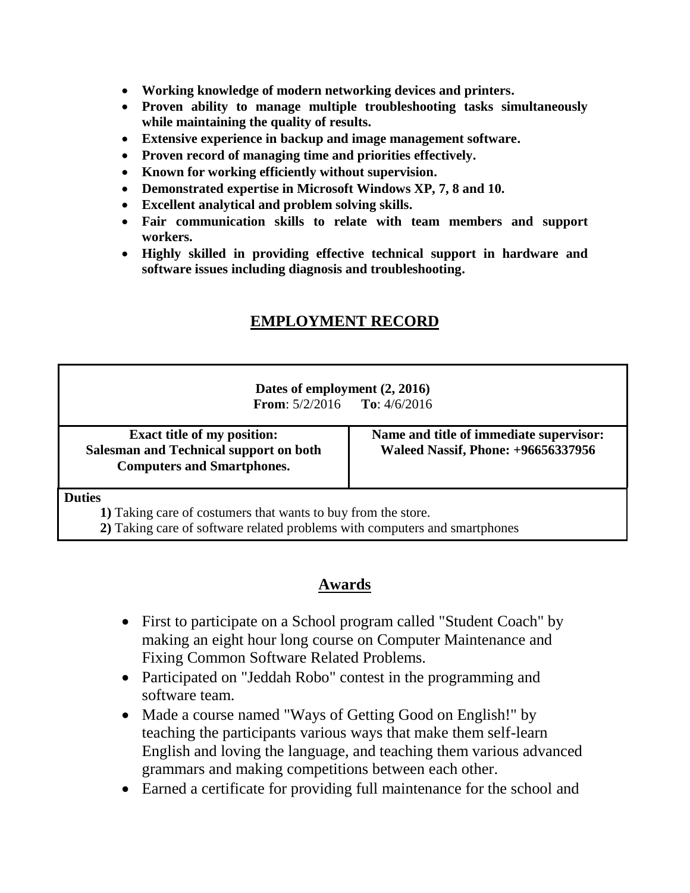- **Working knowledge of modern networking devices and printers.**
- **Proven ability to manage multiple troubleshooting tasks simultaneously while maintaining the quality of results.**
- **Extensive experience in backup and image management software.**
- **Proven record of managing time and priorities effectively.**
- **Known for working efficiently without supervision.**
- **Demonstrated expertise in Microsoft Windows XP, 7, 8 and 10.**
- **Excellent analytical and problem solving skills.**
- **Fair communication skills to relate with team members and support workers.**
- **Highly skilled in providing effective technical support in hardware and software issues including diagnosis and troubleshooting.**

## EMPLOYMENT RECORD

| **Dates of employment (2, 2016)**<br>**From**: 5/2/2016 **To**: 4/6/2016 | |
|---|---|
| **Exact title of my position:**<br>**Salesman and Technical support on both Computers and Smartphones.** | **Name and title of immediate supervisor:**<br>**Waleed Nassif, Phone: +96656337956** |
| **Duties**<br>**1)** Taking care of costumers that wants to buy from the store.<br>**2)** Taking care of software related problems with computers and smartphones | |

## Awards

- First to participate on a School program called "Student Coach" by making an eight hour long course on Computer Maintenance and Fixing Common Software Related Problems.
- Participated on "Jeddah Robo" contest in the programming and software team.
- Made a course named "Ways of Getting Good on English!" by teaching the participants various ways that make them self-learn English and loving the language, and teaching them various advanced grammars and making competitions between each other.
- Earned a certificate for providing full maintenance for the school and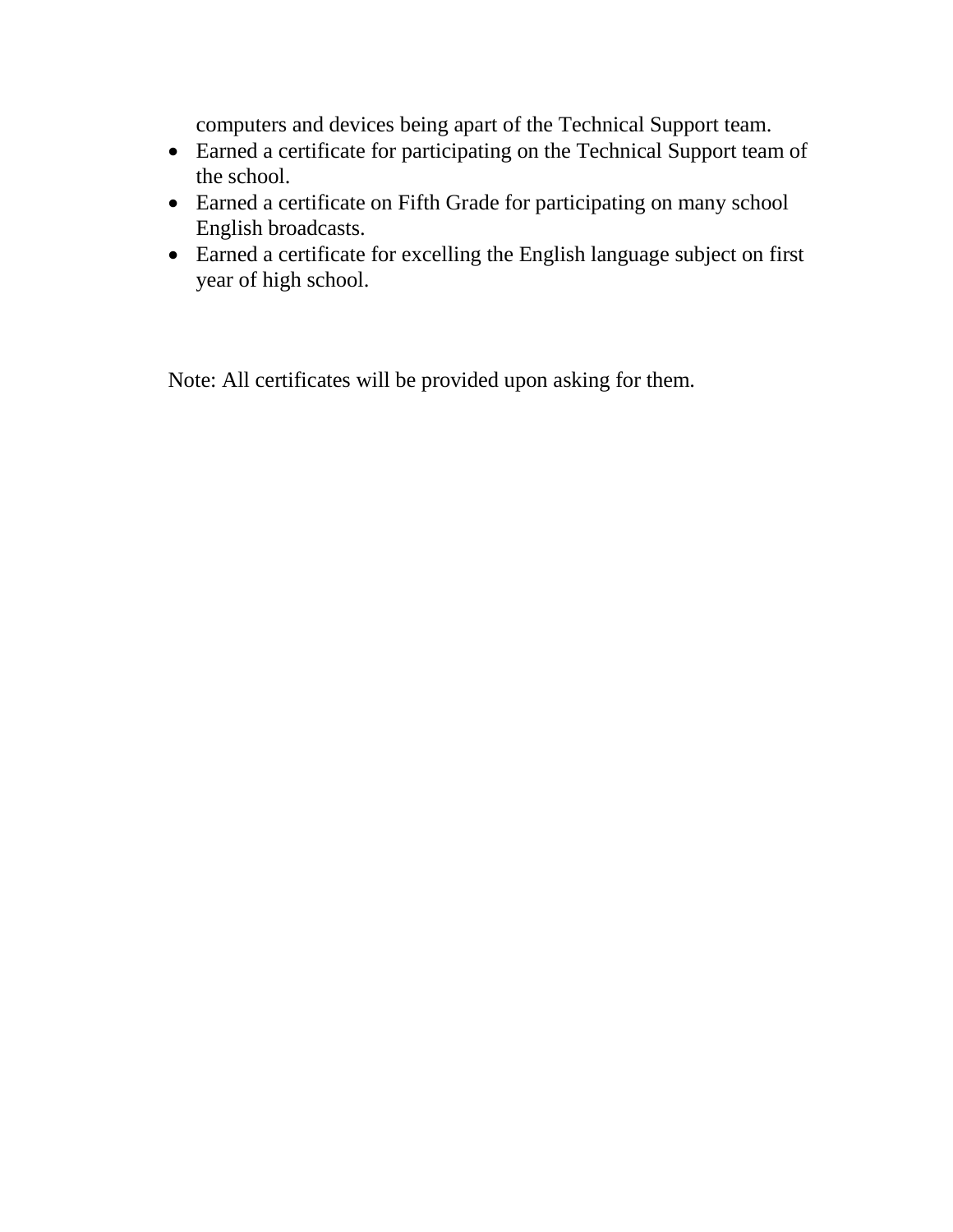computers and devices being apart of the Technical Support team.

- Earned a certificate for participating on the Technical Support team of the school.
- Earned a certificate on Fifth Grade for participating on many school English broadcasts.
- Earned a certificate for excelling the English language subject on first year of high school.

Note: All certificates will be provided upon asking for them.